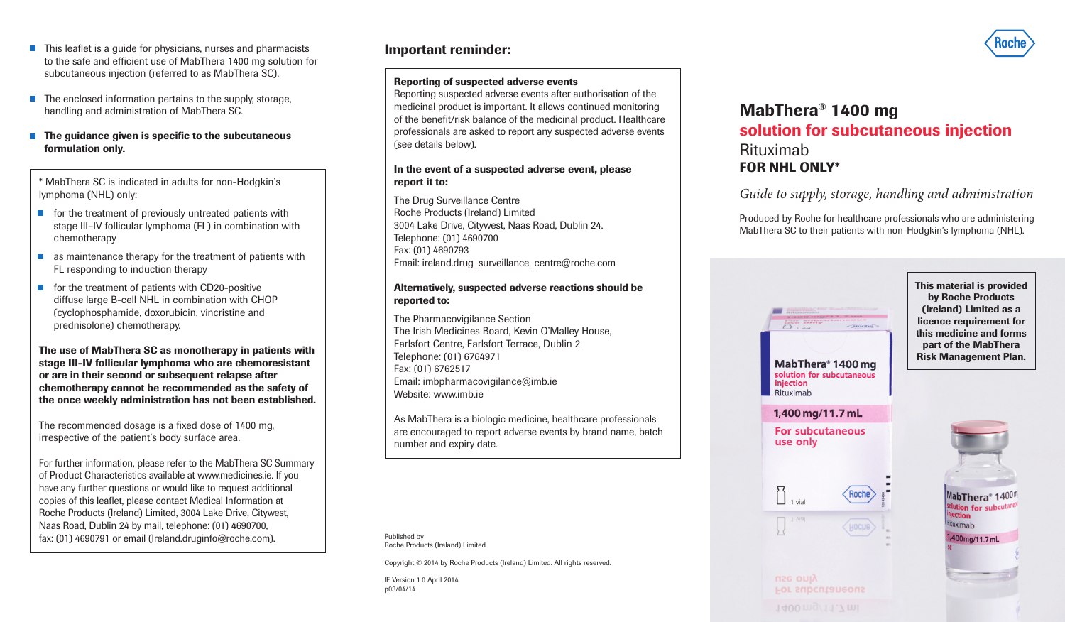- This leaflet is a guide for physicians, nurses and pharmacists to the safe and efficient use of MabThera 1400 mg solution for subcutaneous injection (referred to as MabThera SC).
- The enclosed information pertains to the supply, storage, handling and administration of MabThera SC.
- **The guidance given is specific to the subcutaneous formulation only.**

\* MabThera SC is indicated in adults for non-Hodgkin's lymphoma (NHL) only:

- for the treatment of previously untreated patients with stage III–IV follicular lymphoma (FL) in combination with chemotherapy
- as maintenance therapy for the treatment of patients with FL responding to induction therapy
- for the treatment of patients with CD20-positive diffuse large B-cell NHL in combination with CHOP (cyclophosphamide, doxorubicin, vincristine and prednisolone) chemotherapy.

**The use of MabThera SC as monotherapy in patients with stage III-IV follicular lymphoma who are chemoresistant or are in their second or subsequent relapse after chemotherapy cannot be recommended as the safety of the once weekly administration has not been established.**

The recommended dosage is a fixed dose of 1400 mg, irrespective of the patient's body surface area.

For further information, please refer to the MabThera SC Summary of Product Characteristics available at www.medicines.ie. If you have any further questions or would like to request additional copies of this leaflet, please contact Medical Information at Roche Products (Ireland) Limited, 3004 Lake Drive, Citywest, Naas Road, Dublin 24 by mail, telephone: (01) 4690700, fax: (01) 4690791 or email (Ireland.druginfo@roche.com).

## Important reminder:

**Reporting of suspected adverse events**
Reporting suspected adverse events after authorisation of the medicinal product is important. It allows continued monitoring of the benefit/risk balance of the medicinal product. Healthcare professionals are asked to report any suspected adverse events (see details below).

**In the event of a suspected adverse event, please report it to:**

The Drug Surveillance Centre
Roche Products (Ireland) Limited
3004 Lake Drive, Citywest, Naas Road, Dublin 24.
Telephone: (01) 4690700
Fax: (01) 4690793
Email: ireland.drug_surveillance_centre@roche.com

**Alternatively, suspected adverse reactions should be reported to:**

The Pharmacovigilance Section
The Irish Medicines Board, Kevin O'Malley House, Earlsfort Centre, Earlsfort Terrace, Dublin 2
Telephone: (01) 6764971
Fax: (01) 6762517
Email: imbpharmacovigilance@imb.ie
Website: www.imb.ie

As MabThera is a biologic medicine, healthcare professionals are encouraged to report adverse events by brand name, batch number and expiry date.

Published by
Roche Products (Ireland) Limited.

Copyright © 2014 by Roche Products (Ireland) Limited. All rights reserved.

IE Version 1.0 April 2014
p03/04/14

Roche

# MabThera® 1400 mg
## solution for subcutaneous injection
Rituximab
**FOR NHL ONLY\***

*Guide to supply, storage, handling and administration*

Produced by Roche for healthcare professionals who are administering MabThera SC to their patients with non-Hodgkin's lymphoma (NHL).

**This material is provided by Roche Products (Ireland) Limited as a licence requirement for this medicine and forms part of the MabThera Risk Management Plan.**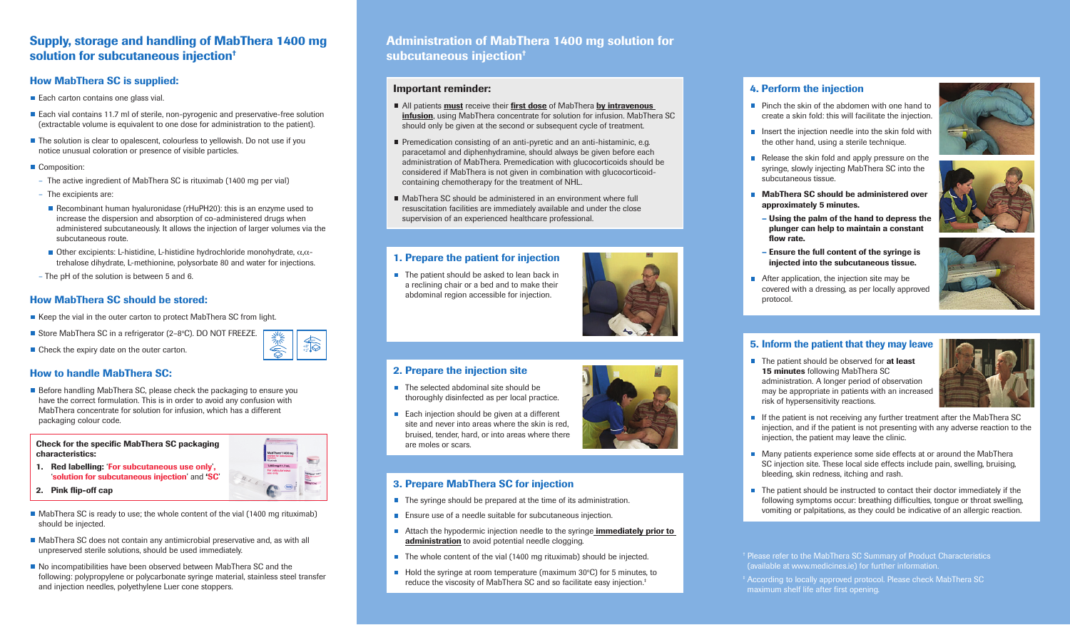## Supply, storage and handling of MabThera 1400 mg solution for subcutaneous injection[†]

### How MabThera SC is supplied:

- Each carton contains one glass vial.
- Each vial contains 11.7 ml of sterile, non-pyrogenic and preservative-free solution (extractable volume is equivalent to one dose for administration to the patient).
- The solution is clear to opalescent, colourless to yellowish. Do not use if you notice unusual coloration or presence of visible particles.
- Composition:
  - The active ingredient of MabThera SC is rituximab (1400 mg per vial)
  - The excipients are:
    - Recombinant human hyaluronidase (rHuPH20): this is an enzyme used to increase the dispersion and absorption of co-administered drugs when administered subcutaneously. It allows the injection of larger volumes via the subcutaneous route.
    - Other excipients: L-histidine, L-histidine hydrochloride monohydrate, α,α-trehalose dihydrate, L-methionine, polysorbate 80 and water for injections.
  - The pH of the solution is between 5 and 6.

### How MabThera SC should be stored:

- Keep the vial in the outer carton to protect MabThera SC from light.
- Store MabThera SC in a refrigerator (2–8°C). DO NOT FREEZE.
- Check the expiry date on the outer carton.

### How to handle MabThera SC:

- Before handling MabThera SC, please check the packaging to ensure you have the correct formulation. This is in order to avoid any confusion with MabThera concentrate for solution for infusion, which has a different packaging colour code.

**Check for the specific MabThera SC packaging characteristics:**

1. **Red labelling: 'For subcutaneous use only', 'solution for subcutaneous injection' and 'SC'**
2. **Pink flip-off cap**

- MabThera SC is ready to use; the whole content of the vial (1400 mg rituximab) should be injected.
- MabThera SC does not contain any antimicrobial preservative and, as with all unpreserved sterile solutions, should be used immediately.
- No incompatibilities have been observed between MabThera SC and the following: polypropylene or polycarbonate syringe material, stainless steel transfer and injection needles, polyethylene Luer cone stoppers.

## Administration of MabThera 1400 mg solution for subcutaneous injection[†]

### Important reminder:

- All patients **must** receive their **first dose** of MabThera **by intravenous infusion**, using MabThera concentrate for solution for infusion. MabThera SC should only be given at the second or subsequent cycle of treatment.
- Premedication consisting of an anti-pyretic and an anti-histaminic, e.g. paracetamol and diphenhydramine, should always be given before each administration of MabThera. Premedication with glucocorticoids should be considered if MabThera is not given in combination with glucocorticoid-containing chemotherapy for the treatment of NHL.
- MabThera SC should be administered in an environment where full resuscitation facilities are immediately available and under the close supervision of an experienced healthcare professional.

### 1. Prepare the patient for injection

- The patient should be asked to lean back in a reclining chair or a bed and to make their abdominal region accessible for injection.

### 2. Prepare the injection site

- The selected abdominal site should be thoroughly disinfected as per local practice.
- Each injection should be given at a different site and never into areas where the skin is red, bruised, tender, hard, or into areas where there are moles or scars.

### 3. Prepare MabThera SC for injection

- The syringe should be prepared at the time of its administration.
- Ensure use of a needle suitable for subcutaneous injection.
- Attach the hypodermic injection needle to the syringe **immediately prior to administration** to avoid potential needle clogging.
- The whole content of the vial (1400 mg rituximab) should be injected.
- Hold the syringe at room temperature (maximum 30°C) for 5 minutes, to reduce the viscosity of MabThera SC and so facilitate easy injection.[‡]

### 4. Perform the injection

- Pinch the skin of the abdomen with one hand to create a skin fold: this will facilitate the injection.
- Insert the injection needle into the skin fold with the other hand, using a sterile technique.
- Release the skin fold and apply pressure on the syringe, slowly injecting MabThera SC into the subcutaneous tissue.
- **MabThera SC should be administered over approximately 5 minutes.**
  - **Using the palm of the hand to depress the plunger can help to maintain a constant flow rate.**
  - **Ensure the full content of the syringe is injected into the subcutaneous tissue.**
- After application, the injection site may be covered with a dressing, as per locally approved protocol.

### 5. Inform the patient that they may leave

- The patient should be observed for **at least 15 minutes** following MabThera SC administration. A longer period of observation may be appropriate in patients with an increased risk of hypersensitivity reactions.
- If the patient is not receiving any further treatment after the MabThera SC injection, and if the patient is not presenting with any adverse reaction to the injection, the patient may leave the clinic.
- Many patients experience some side effects at or around the MabThera SC injection site. These local side effects include pain, swelling, bruising, bleeding, skin redness, itching and rash.
- The patient should be instructed to contact their doctor immediately if the following symptoms occur: breathing difficulties, tongue or throat swelling, vomiting or palpitations, as they could be indicative of an allergic reaction.

[†] Please refer to the MabThera SC Summary of Product Characteristics (available at www.medicines.ie) for further information.

[‡] According to locally approved protocol. Please check MabThera SC maximum shelf life after first opening.